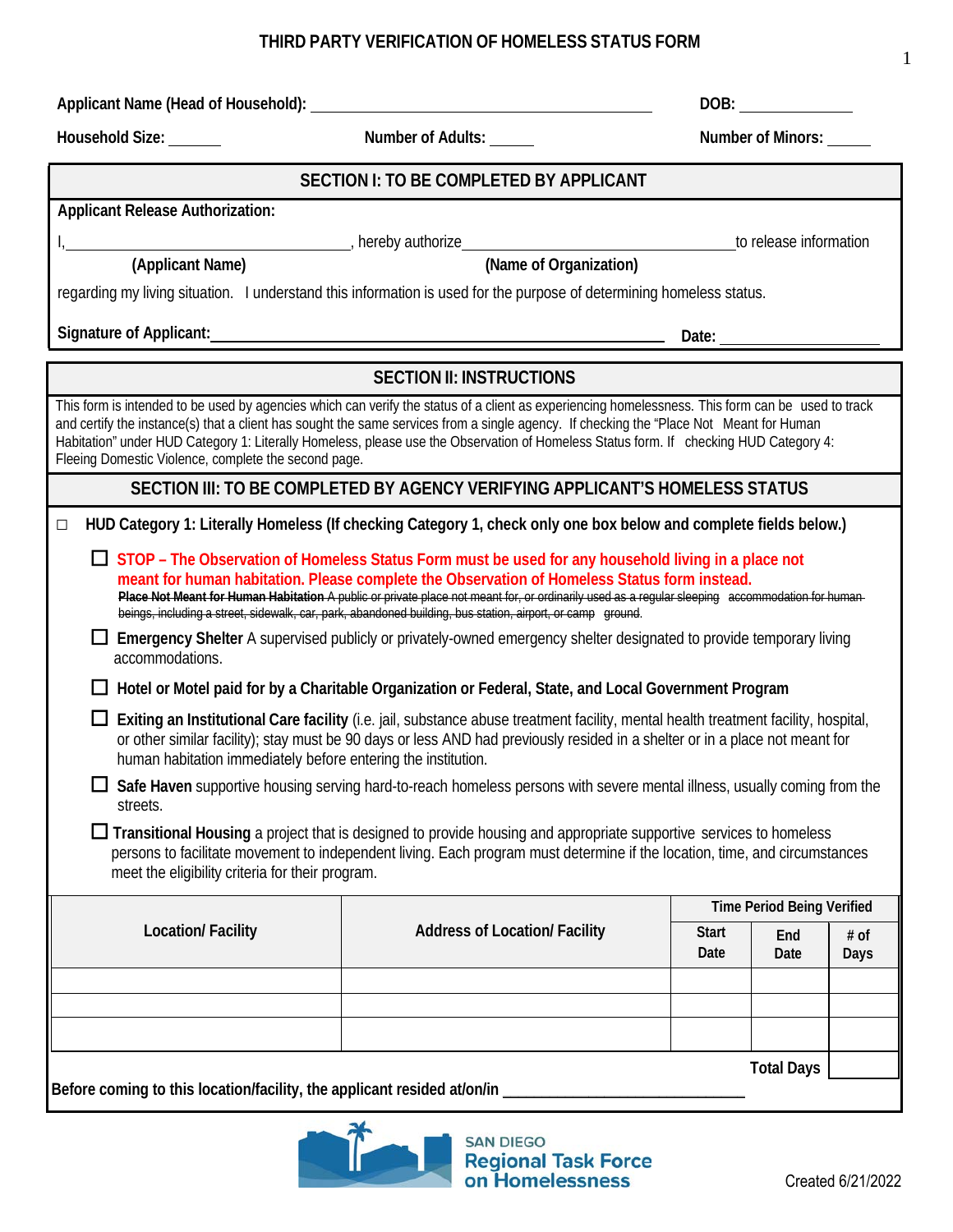# THIRD PARTY VERIFICATION OF HOMELESS STATUS FORM

**Applicant Name (Head of Household):** ________________________________ **DOB:** ____________

**Household Size:** ______ **Number of Adults:** _____ **Number of Minors:** _____

## SECTION I: TO BE COMPLETED BY APPLICANT

**Applicant Release Authorization:**

I, ______________________________, hereby authorize ______________________________ to release information
**(Applicant Name)** **(Name of Organization)**

regarding my living situation. I understand this information is used for the purpose of determining homeless status.

**Signature of Applicant:** ________________________________________ **Date:** ________________

## SECTION II: INSTRUCTIONS

This form is intended to be used by agencies which can verify the status of a client as experiencing homelessness. This form can be used to track and certify the instance(s) that a client has sought the same services from a single agency. If checking the "Place Not Meant for Human Habitation" under HUD Category 1: Literally Homeless, please use the Observation of Homeless Status form. If checking HUD Category 4: Fleeing Domestic Violence, complete the second page.

## SECTION III: TO BE COMPLETED BY AGENCY VERIFYING APPLICANT'S HOMELESS STATUS

☐ **HUD Category 1: Literally Homeless (If checking Category 1, check only one box below and complete fields below.)**

- ☐ **STOP – The Observation of Homeless Status Form must be used for any household living in a place not meant for human habitation. Please complete the Observation of Homeless Status form instead.**
  ~~**Place Not Meant for Human Habitation** A public or private place not meant for, or ordinarily used as a regular sleeping accommodation for human beings, including a street, sidewalk, car, park, abandoned building, bus station, airport, or camp ground.~~
- ☐ **Emergency Shelter** A supervised publicly or privately-owned emergency shelter designated to provide temporary living accommodations.
- ☐ **Hotel or Motel paid for by a Charitable Organization or Federal, State, and Local Government Program**
- ☐ **Exiting an Institutional Care facility** (i.e. jail, substance abuse treatment facility, mental health treatment facility, hospital, or other similar facility); stay must be 90 days or less AND had previously resided in a shelter or in a place not meant for human habitation immediately before entering the institution.
- ☐ **Safe Haven** supportive housing serving hard-to-reach homeless persons with severe mental illness, usually coming from the streets.
- ☐ **Transitional Housing** a project that is designed to provide housing and appropriate supportive services to homeless persons to facilitate movement to independent living. Each program must determine if the location, time, and circumstances meet the eligibility criteria for their program.

| Location/ Facility | Address of Location/ Facility | Time Period Being Verified | | |
|---|---|---|---|---|
| | | Start Date | End Date | # of Days |
| | | | | |
| | | | | |
| | | | | |
| | | | Total Days | |

**Before coming to this location/facility, the applicant resided at/on/in** ______________________________

SAN DIEGO Regional Task Force on Homelessness

Created 6/21/2022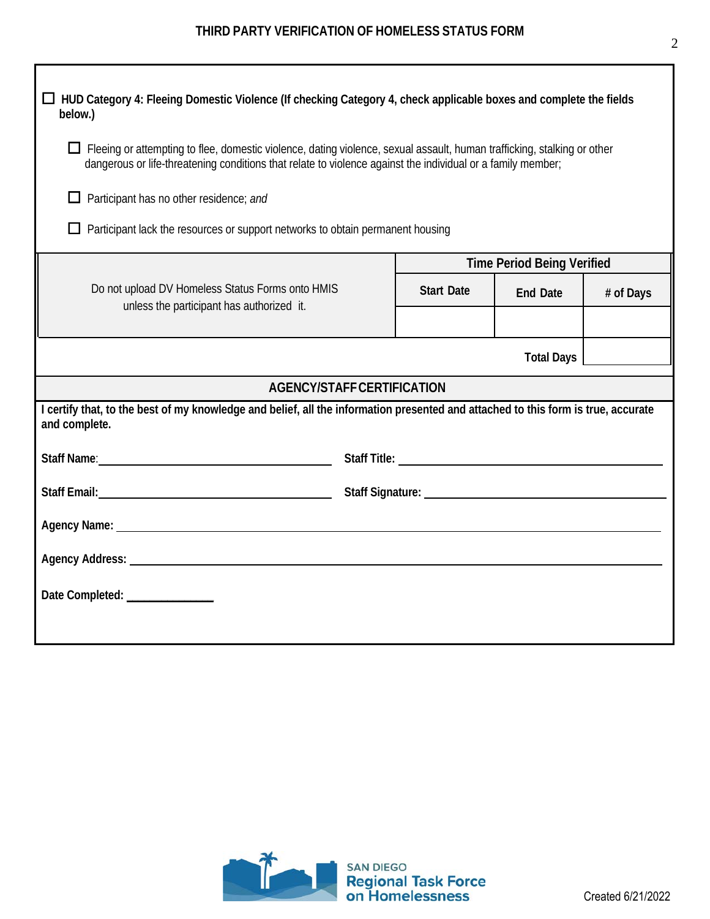## THIRD PARTY VERIFICATION OF HOMELESS STATUS FORM

☐ **HUD Category 4: Fleeing Domestic Violence (If checking Category 4, check applicable boxes and complete the fields below.)**

☐ Fleeing or attempting to flee, domestic violence, dating violence, sexual assault, human trafficking, stalking or other dangerous or life-threatening conditions that relate to violence against the individual or a family member;

☐ Participant has no other residence; *and*

☐ Participant lack the resources or support networks to obtain permanent housing

| | **Time Period Being Verified** | | |
|---|---|---|---|
| Do not upload DV Homeless Status Forms onto HMIS unless the participant has authorized it. | **Start Date** | **End Date** | **# of Days** |
| | | | |
| | | **Total Days** | |

### AGENCY/STAFF CERTIFICATION

**I certify that, to the best of my knowledge and belief, all the information presented and attached to this form is true, accurate and complete.**

**Staff Name**: ______________________ **Staff Title:** ______________________

**Staff Email:** ______________________ **Staff Signature:** ______________________

**Agency Name:** ______________________

**Agency Address:** ______________________

**Date Completed:** ______________

SAN DIEGO Regional Task Force on Homelessness

Created 6/21/2022